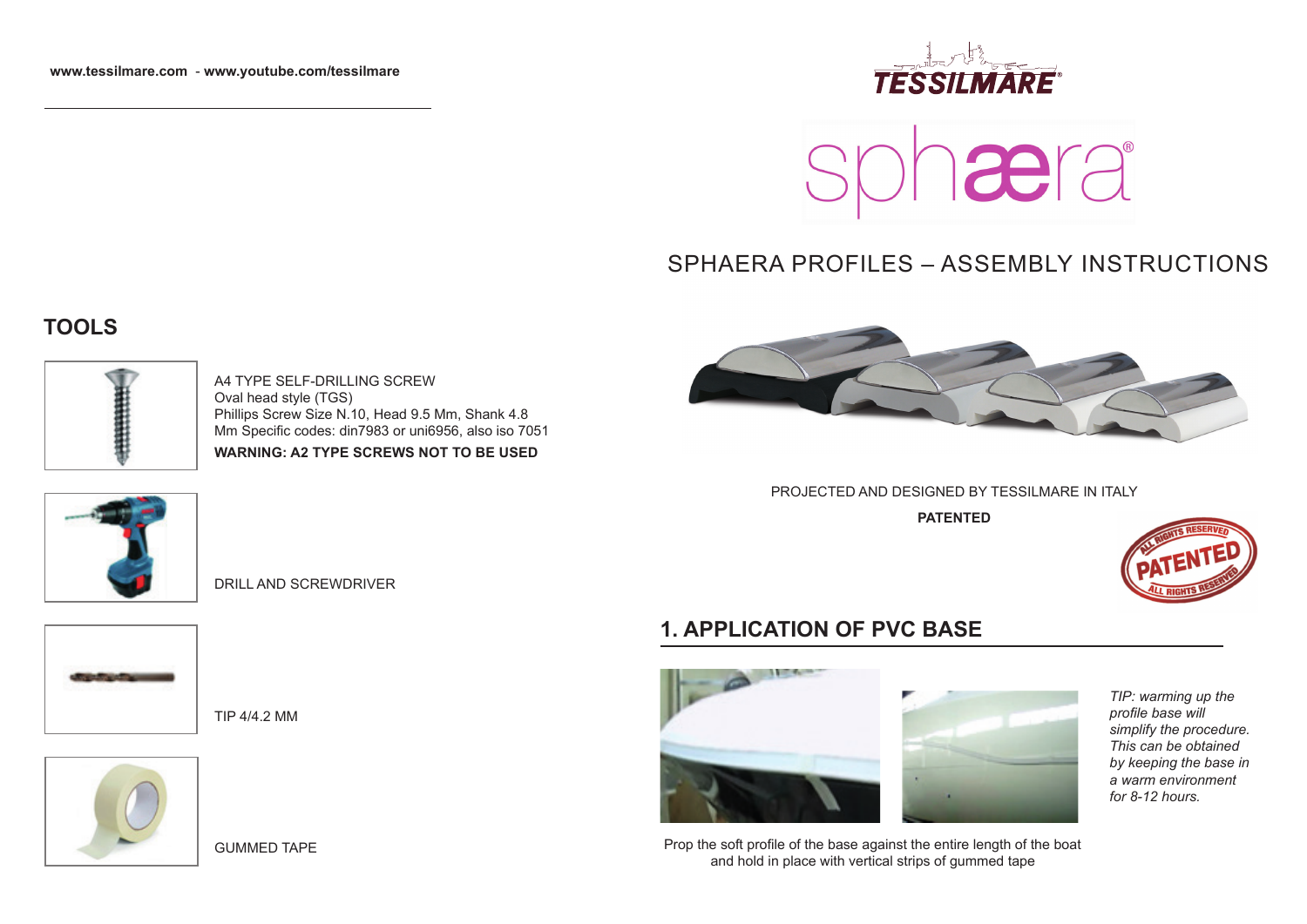www.tessilmare.com - www.youtube.com/tessilmare

TESSILMARE

sphæra®

# SPHAERA PROFILES – ASSEMBLY INSTRUCTIONS

PROJECTED AND DESIGNED BY TESSILMARE IN ITALY

**PATENTED**

## TOOLS

A4 TYPE SELF-DRILLING SCREW
Oval head style (TGS)
Phillips Screw Size N.10, Head 9.5 Mm, Shank 4.8 Mm Specific codes: din7983 or uni6956, also iso 7051

**WARNING: A2 TYPE SCREWS NOT TO BE USED**

DRILL AND SCREWDRIVER

TIP 4/4.2 MM

GUMMED TAPE

## 1. APPLICATION OF PVC BASE

*TIP: warming up the profile base will simplify the procedure. This can be obtained by keeping the base in a warm environment for 8-12 hours.*

Prop the soft profile of the base against the entire length of the boat and hold in place with vertical strips of gummed tape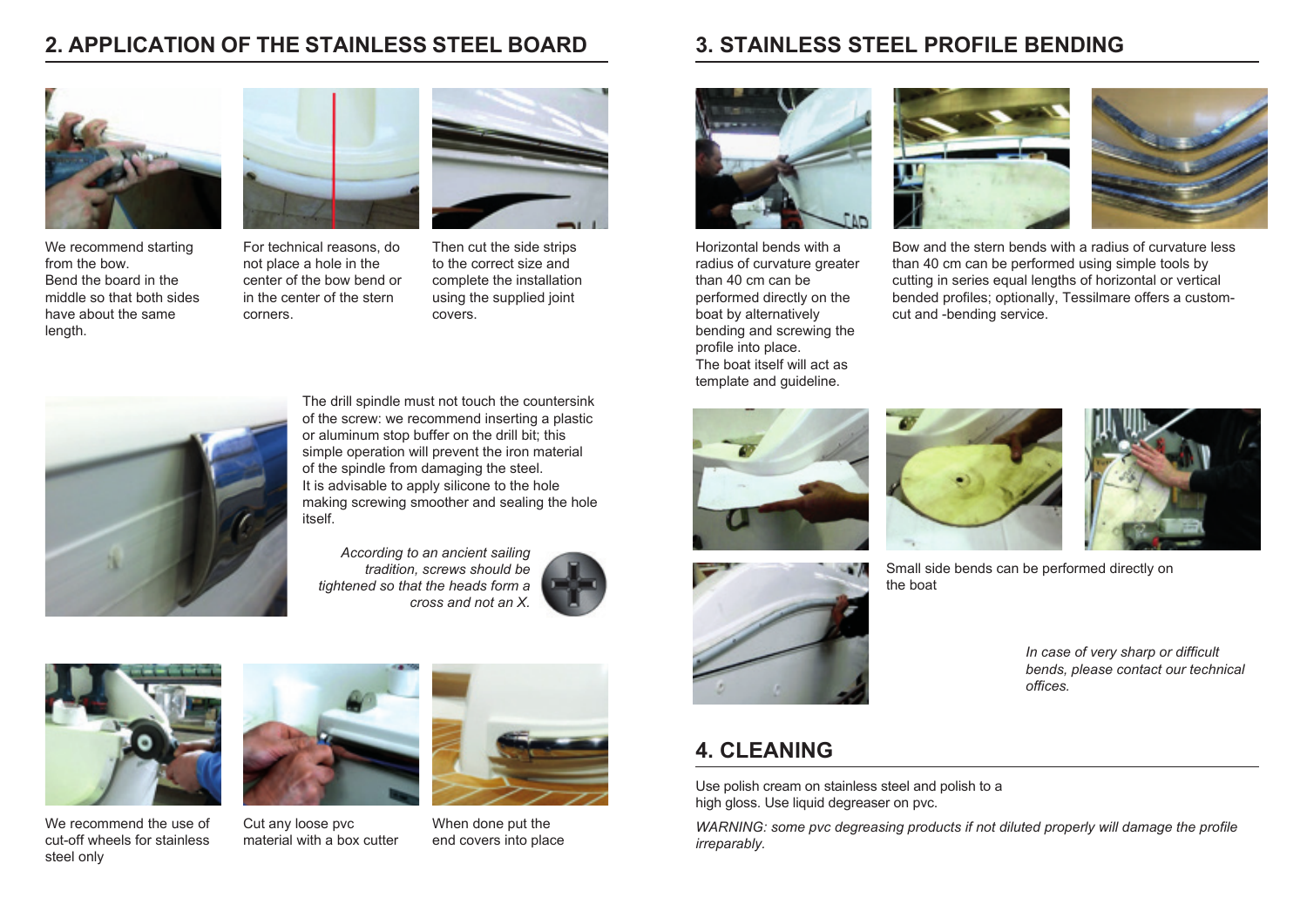## 2. APPLICATION OF THE STAINLESS STEEL BOARD

We recommend starting from the bow.
Bend the board in the middle so that both sides have about the same length.

For technical reasons, do not place a hole in the center of the bow bend or in the center of the stern corners.

Then cut the side strips to the correct size and complete the installation using the supplied joint covers.

The drill spindle must not touch the countersink of the screw: we recommend inserting a plastic or aluminum stop buffer on the drill bit; this simple operation will prevent the iron material of the spindle from damaging the steel.
It is advisable to apply silicone to the hole making screwing smoother and sealing the hole itself.

*According to an ancient sailing tradition, screws should be tightened so that the heads form a cross and not an X.*

We recommend the use of cut-off wheels for stainless steel only

Cut any loose pvc material with a box cutter

When done put the end covers into place

## 3. STAINLESS STEEL PROFILE BENDING

Horizontal bends with a radius of curvature greater than 40 cm can be performed directly on the boat by alternatively bending and screwing the profile into place.
The boat itself will act as template and guideline.

Bow and the stern bends with a radius of curvature less than 40 cm can be performed using simple tools by cutting in series equal lengths of horizontal or vertical bended profiles; optionally, Tessilmare offers a custom-cut and -bending service.

Small side bends can be performed directly on the boat

*In case of very sharp or difficult bends, please contact our technical offices.*

## 4. CLEANING

Use polish cream on stainless steel and polish to a high gloss. Use liquid degreaser on pvc.

*WARNING: some pvc degreasing products if not diluted properly will damage the profile irreparably.*